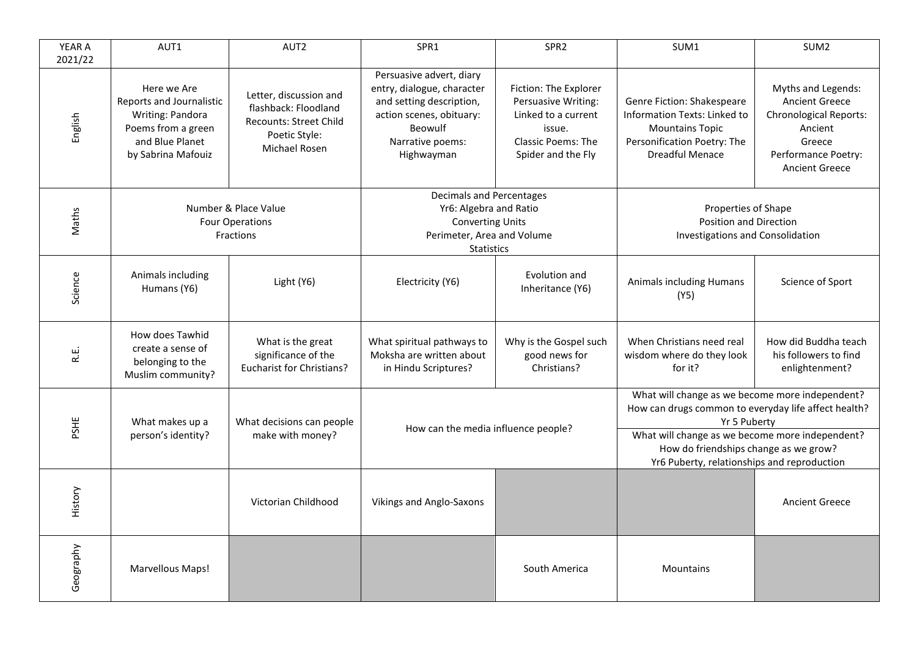| YEAR A 2021/22 | AUT1 | AUT2 | SPR1 | SPR2 | SUM1 | SUM2 |
|---|---|---|---|---|---|---|
| English | Here we Are<br>Reports and Journalistic Writing: Pandora<br>Poems from a green and Blue Planet by Sabrina Mafouiz | Letter, discussion and flashback: Floodland<br>Recounts: Street Child<br>Poetic Style: Michael Rosen | Persuasive advert, diary entry, dialogue, character and setting description, action scenes, obituary: Beowulf<br>Narrative poems: Highwayman | Fiction: The Explorer<br>Persuasive Writing: Linked to a current issue.<br>Classic Poems: The Spider and the Fly | Genre Fiction: Shakespeare<br>Information Texts: Linked to Mountains Topic<br>Personification Poetry: The Dreadful Menace | Myths and Legends: Ancient Greece<br>Chronological Reports: Ancient Greece<br>Performance Poetry: Ancient Greece |
| Maths | Number & Place Value<br>Four Operations<br>Fractions | | Decimals and Percentages<br>Yr6: Algebra and Ratio<br>Converting Units<br>Perimeter, Area and Volume<br>Statistics | | Properties of Shape<br>Position and Direction<br>Investigations and Consolidation | |
| Science | Animals including Humans (Y6) | Light (Y6) | Electricity (Y6) | Evolution and Inheritance (Y6) | Animals including Humans (Y5) | Science of Sport |
| R.E. | How does Tawhid create a sense of belonging to the Muslim community? | What is the great significance of the Eucharist for Christians? | What spiritual pathways to Moksha are written about in Hindu Scriptures? | Why is the Gospel such good news for Christians? | When Christians need real wisdom where do they look for it? | How did Buddha teach his followers to find enlightenment? |
| PSHE | What makes up a person's identity? | What decisions can people make with money? | How can the media influence people? | | What will change as we become more independent?<br>How can drugs common to everyday life affect health?<br>Yr 5 Puberty<br>What will change as we become more independent?<br>How do friendships change as we grow?<br>Yr6 Puberty, relationships and reproduction | |
| History | | Victorian Childhood | Vikings and Anglo-Saxons | | | Ancient Greece |
| Geography | Marvellous Maps! | | | South America | Mountains | |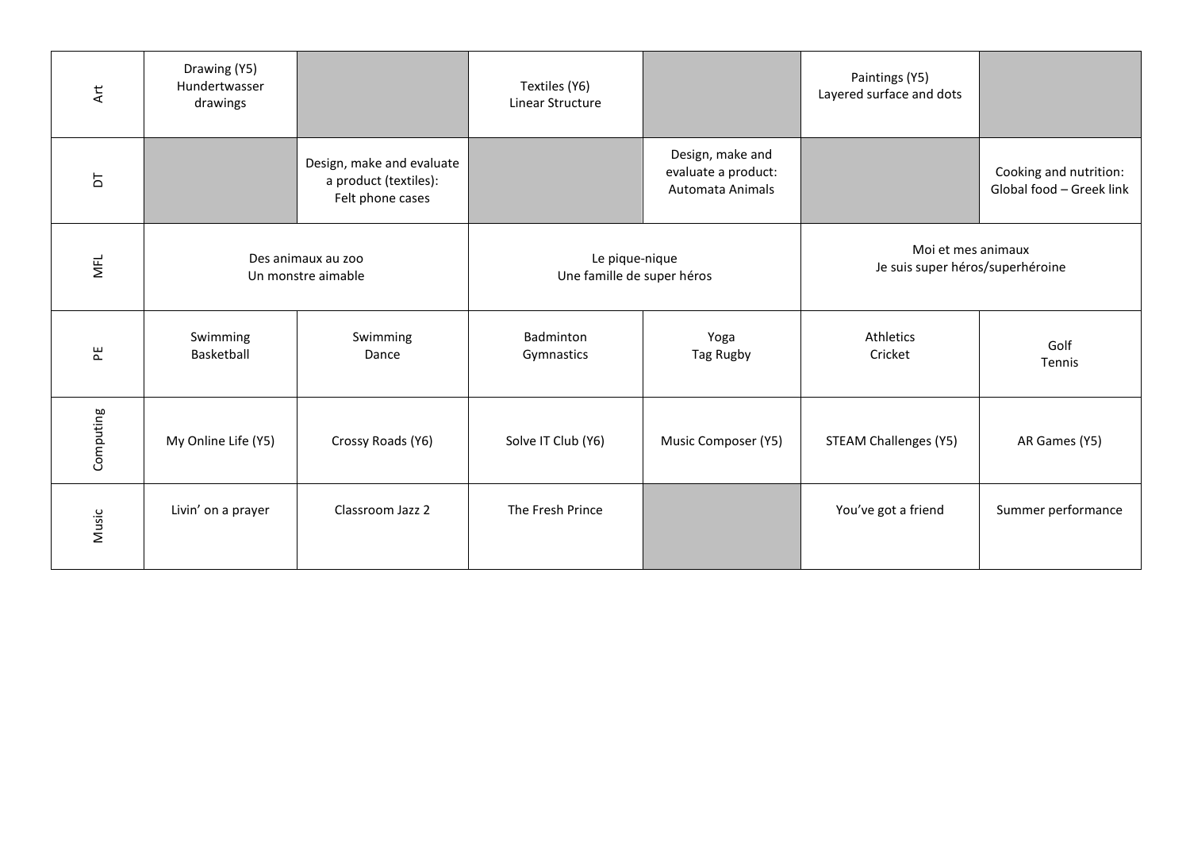| | | | | | | |
|---|---|---|---|---|---|---|
| Art | Drawing (Y5) Hundertwasser drawings | | Textiles (Y6) Linear Structure | | Paintings (Y5) Layered surface and dots | |
| DT | | Design, make and evaluate a product (textiles): Felt phone cases | | Design, make and evaluate a product: Automata Animals | | Cooking and nutrition: Global food – Greek link |
| MFL | Des animaux au zoo Un monstre aimable | | Le pique-nique Une famille de super héros | | Moi et mes animaux Je suis super héros/superhéroine | |
| PE | Swimming Basketball | Swimming Dance | Badminton Gymnastics | Yoga Tag Rugby | Athletics Cricket | Golf Tennis |
| Computing | My Online Life (Y5) | Crossy Roads (Y6) | Solve IT Club (Y6) | Music Composer (Y5) | STEAM Challenges (Y5) | AR Games (Y5) |
| Music | Livin' on a prayer | Classroom Jazz 2 | The Fresh Prince | | You've got a friend | Summer performance |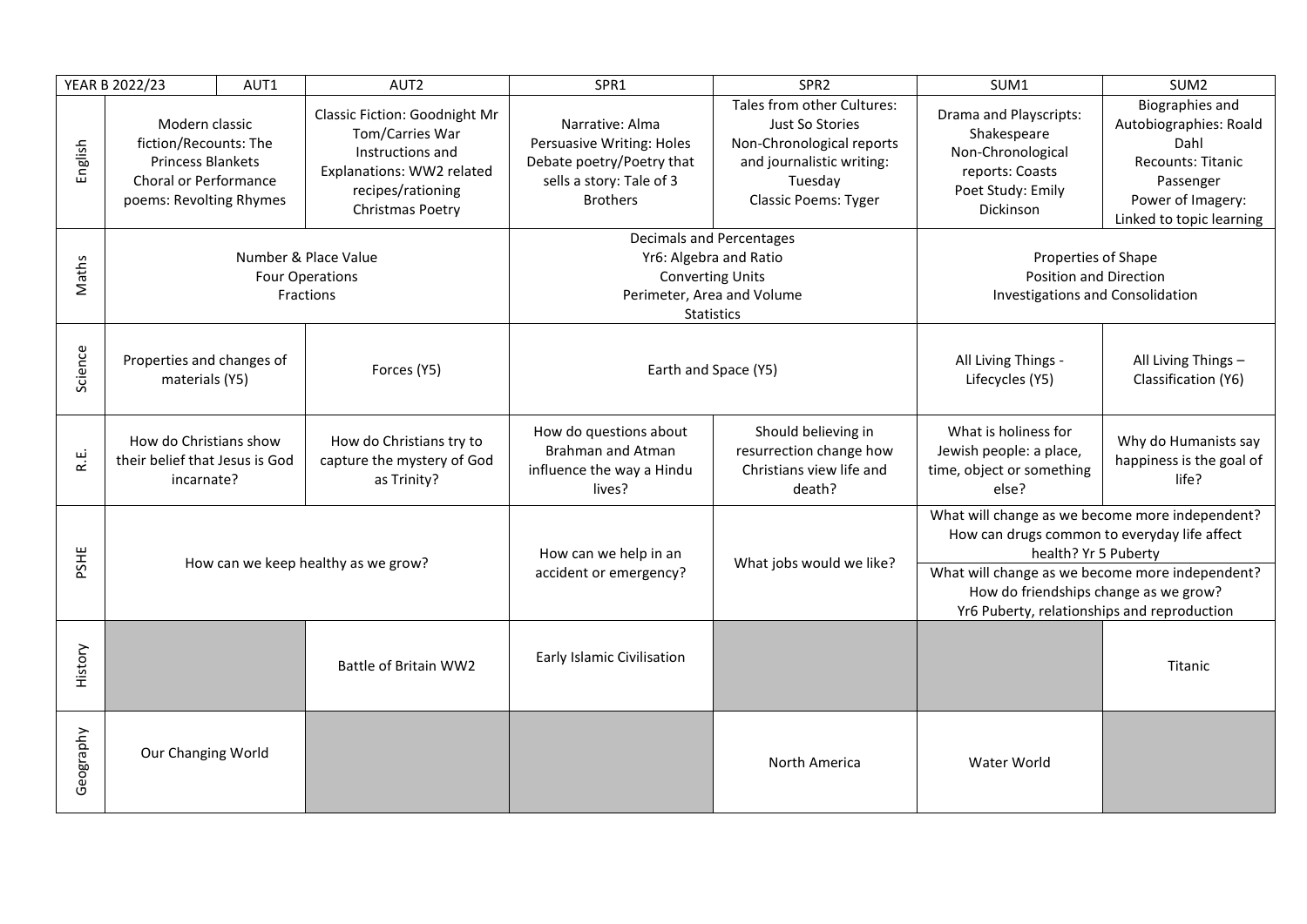| YEAR B 2022/23 | AUT1 | AUT2 | SPR1 | SPR2 | SUM1 | SUM2 |
|---|---|---|---|---|---|---|
| English | Modern classic fiction/Recounts: The Princess Blankets<br>Choral or Performance poems: Revolting Rhymes | Classic Fiction: Goodnight Mr Tom/Carries War<br>Instructions and Explanations: WW2 related recipes/rationing<br>Christmas Poetry | Narrative: Alma<br>Persuasive Writing: Holes<br>Debate poetry/Poetry that sells a story: Tale of 3 Brothers | Tales from other Cultures: Just So Stories<br>Non-Chronological reports and journalistic writing: Tuesday<br>Classic Poems: Tyger | Drama and Playscripts: Shakespeare<br>Non-Chronological reports: Coasts<br>Poet Study: Emily Dickinson | Biographies and Autobiographies: Roald Dahl<br>Recounts: Titanic Passenger<br>Power of Imagery: Linked to topic learning |
| Maths | Number & Place Value<br>Four Operations<br>Fractions | | Decimals and Percentages<br>Yr6: Algebra and Ratio<br>Converting Units<br>Perimeter, Area and Volume<br>Statistics | | Properties of Shape<br>Position and Direction<br>Investigations and Consolidation | |
| Science | Properties and changes of materials (Y5) | Forces (Y5) | Earth and Space (Y5) | | All Living Things - Lifecycles (Y5) | All Living Things – Classification (Y6) |
| R.E. | How do Christians show their belief that Jesus is God incarnate? | How do Christians try to capture the mystery of God as Trinity? | How do questions about Brahman and Atman influence the way a Hindu lives? | Should believing in resurrection change how Christians view life and death? | What is holiness for Jewish people: a place, time, object or something else? | Why do Humanists say happiness is the goal of life? |
| PSHE | How can we keep healthy as we grow? | | How can we help in an accident or emergency? | What jobs would we like? | What will change as we become more independent? How can drugs common to everyday life affect health? Yr 5 Puberty<br>What will change as we become more independent? How do friendships change as we grow? Yr6 Puberty, relationships and reproduction | |
| History | | Battle of Britain WW2 | Early Islamic Civilisation | | | Titanic |
| Geography | Our Changing World | | | North America | Water World | |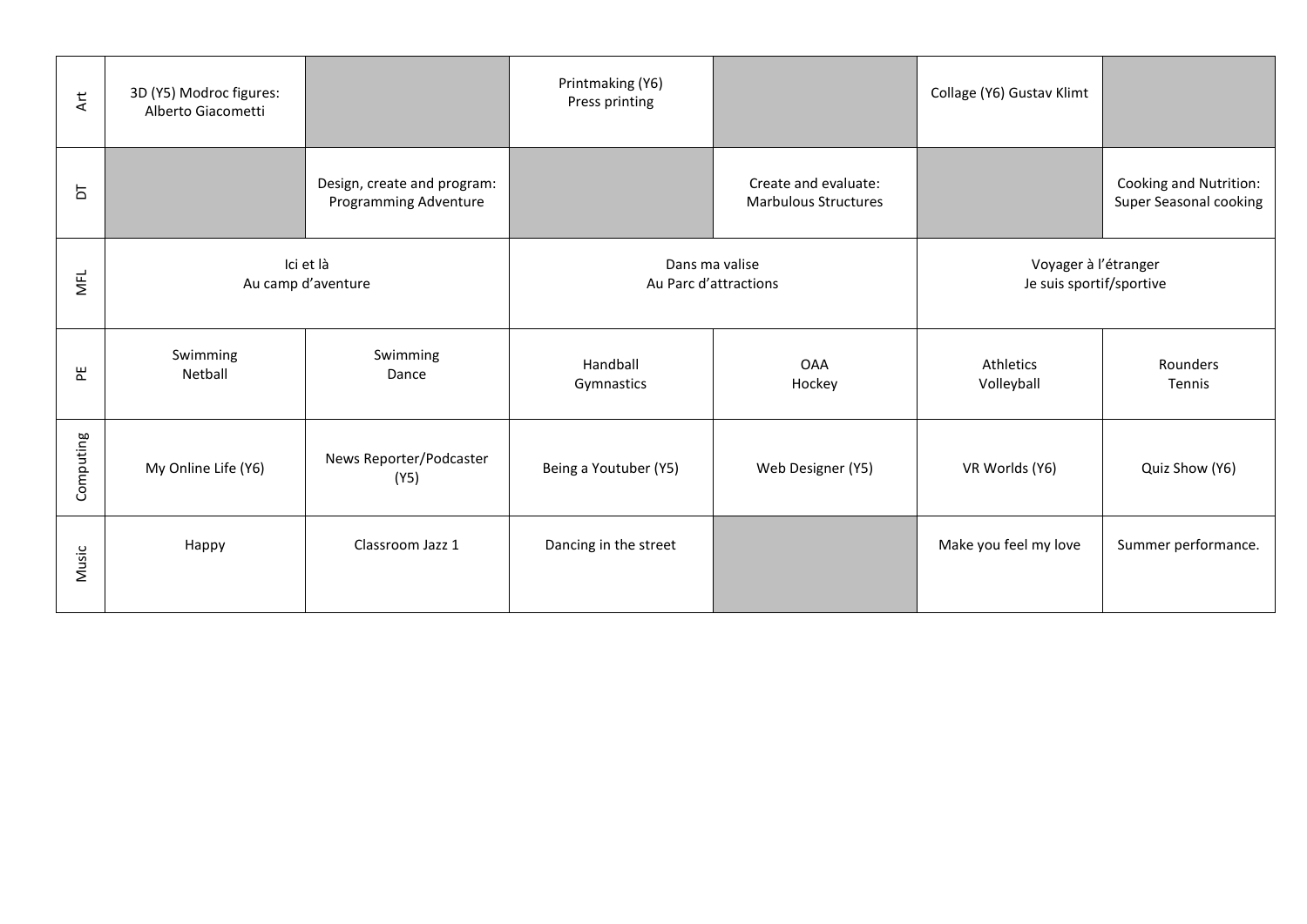| | | | | | | |
|---|---|---|---|---|---|---|
| Art | 3D (Y5) Modroc figures: Alberto Giacometti | | Printmaking (Y6) Press printing | | Collage (Y6) Gustav Klimt | |
| DT | | Design, create and program: Programming Adventure | | Create and evaluate: Marbulous Structures | | Cooking and Nutrition: Super Seasonal cooking |
| MFL | Ici et là Au camp d'aventure | | Dans ma valise Au Parc d'attractions | | Voyager à l'étranger Je suis sportif/sportive | |
| PE | Swimming Netball | Swimming Dance | Handball Gymnastics | OAA Hockey | Athletics Volleyball | Rounders Tennis |
| Computing | My Online Life (Y6) | News Reporter/Podcaster (Y5) | Being a Youtuber (Y5) | Web Designer (Y5) | VR Worlds (Y6) | Quiz Show (Y6) |
| Music | Happy | Classroom Jazz 1 | Dancing in the street | | Make you feel my love | Summer performance. |